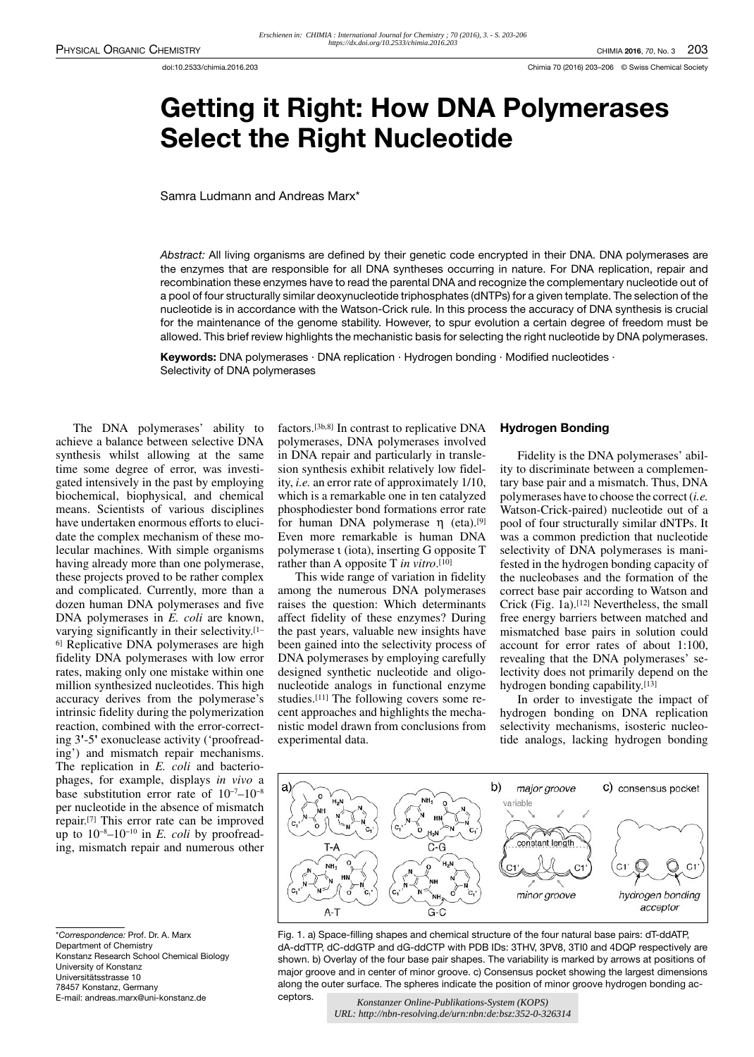# Getting it Right: How DNA Polymerases Select the Right Nucleotide

Samra Ludmann and Andreas Marx*

*Abstract:* All living organisms are defined by their genetic code encrypted in their DNA. DNA polymerases are the enzymes that are responsible for all DNA syntheses occurring in nature. For DNA replication, repair and recombination these enzymes have to read the parental DNA and recognize the complementary nucleotide out of a pool of four structurally similar deoxynucleotide triphosphates (dNTPs) for a given template. The selection of the nucleotide is in accordance with the Watson-Crick rule. In this process the accuracy of DNA synthesis is crucial for the maintenance of the genome stability. However, to spur evolution a certain degree of freedom must be allowed. This brief review highlights the mechanistic basis for selecting the right nucleotide by DNA polymerases.

**Keywords:** DNA polymerases · DNA replication · Hydrogen bonding · Modified nucleotides · Selectivity of DNA polymerases

The DNA polymerases' ability to achieve a balance between selective DNA synthesis whilst allowing at the same time some degree of error, was investigated intensively in the past by employing biochemical, biophysical, and chemical means. Scientists of various disciplines have undertaken enormous efforts to elucidate the complex mechanism of these molecular machines. With simple organisms having already more than one polymerase, these projects proved to be rather complex and complicated. Currently, more than a dozen human DNA polymerases and five DNA polymerases in *E. coli* are known, varying significantly in their selectivity.[1–6] Replicative DNA polymerases are high fidelity DNA polymerases with low error rates, making only one mistake within one million synthesized nucleotides. This high accuracy derives from the polymerase's intrinsic fidelity during the polymerization reaction, combined with the error-correcting 3'-5' exonuclease activity ('proofreading') and mismatch repair mechanisms. The replication in *E. coli* and bacteriophages, for example, displays *in vivo* a base substitution error rate of $10^{-7}$–$10^{-8}$ per nucleotide in the absence of mismatch repair.[7] This error rate can be improved up to $10^{-8}$–$10^{-10}$ in *E. coli* by proofreading, mismatch repair and numerous other factors.[3b,8] In contrast to replicative DNA polymerases, DNA polymerases involved in DNA repair and particularly in translesion synthesis exhibit relatively low fidelity, *i.e.* an error rate of approximately 1/10, which is a remarkable one in ten catalyzed phosphodiester bond formations error rate for human DNA polymerase η (eta).[9] Even more remarkable is human DNA polymerase ι (iota), inserting G opposite T rather than A opposite T *in vitro*.[10]

This wide range of variation in fidelity among the numerous DNA polymerases raises the question: Which determinants affect fidelity of these enzymes? During the past years, valuable new insights have been gained into the selectivity process of DNA polymerases by employing carefully designed synthetic nucleotide and oligonucleotide analogs in functional enzyme studies.[11] The following covers some recent approaches and highlights the mechanistic model drawn from conclusions from experimental data.

## Hydrogen Bonding

Fidelity is the DNA polymerases' ability to discriminate between a complementary base pair and a mismatch. Thus, DNA polymerases have to choose the correct (*i.e.* Watson-Crick-paired) nucleotide out of a pool of four structurally similar dNTPs. It was a common prediction that nucleotide selectivity of DNA polymerases is manifested in the hydrogen bonding capacity of the nucleobases and the formation of the correct base pair according to Watson and Crick (Fig. 1a).[12] Nevertheless, the small free energy barriers between matched and mismatched base pairs in solution could account for error rates of about 1:100, revealing that the DNA polymerases' selectivity does not primarily depend on the hydrogen bonding capability.[13]

In order to investigate the impact of hydrogen bonding on DNA replication selectivity mechanisms, isosteric nucleotide analogs, lacking hydrogen bonding

Fig. 1. a) Space-filling shapes and chemical structure of the four natural base pairs: dT-ddATP, dA-ddTTP, dC-ddGTP and dG-ddCTP with PDB IDs: 3THV, 3PV8, 3TI0 and 4DQP respectively are shown. b) Overlay of the four base pair shapes. The variability is marked by arrows at positions of major groove and in center of minor groove. c) Consensus pocket showing the largest dimensions along the outer surface. The spheres indicate the position of minor groove hydrogen bonding acceptors.

*Correspondence: Prof. Dr. A. Marx
Department of Chemistry
Konstanz Research School Chemical Biology
University of Konstanz
Universitätsstrasse 10
78457 Konstanz, Germany
E-mail: andreas.marx@uni-konstanz.de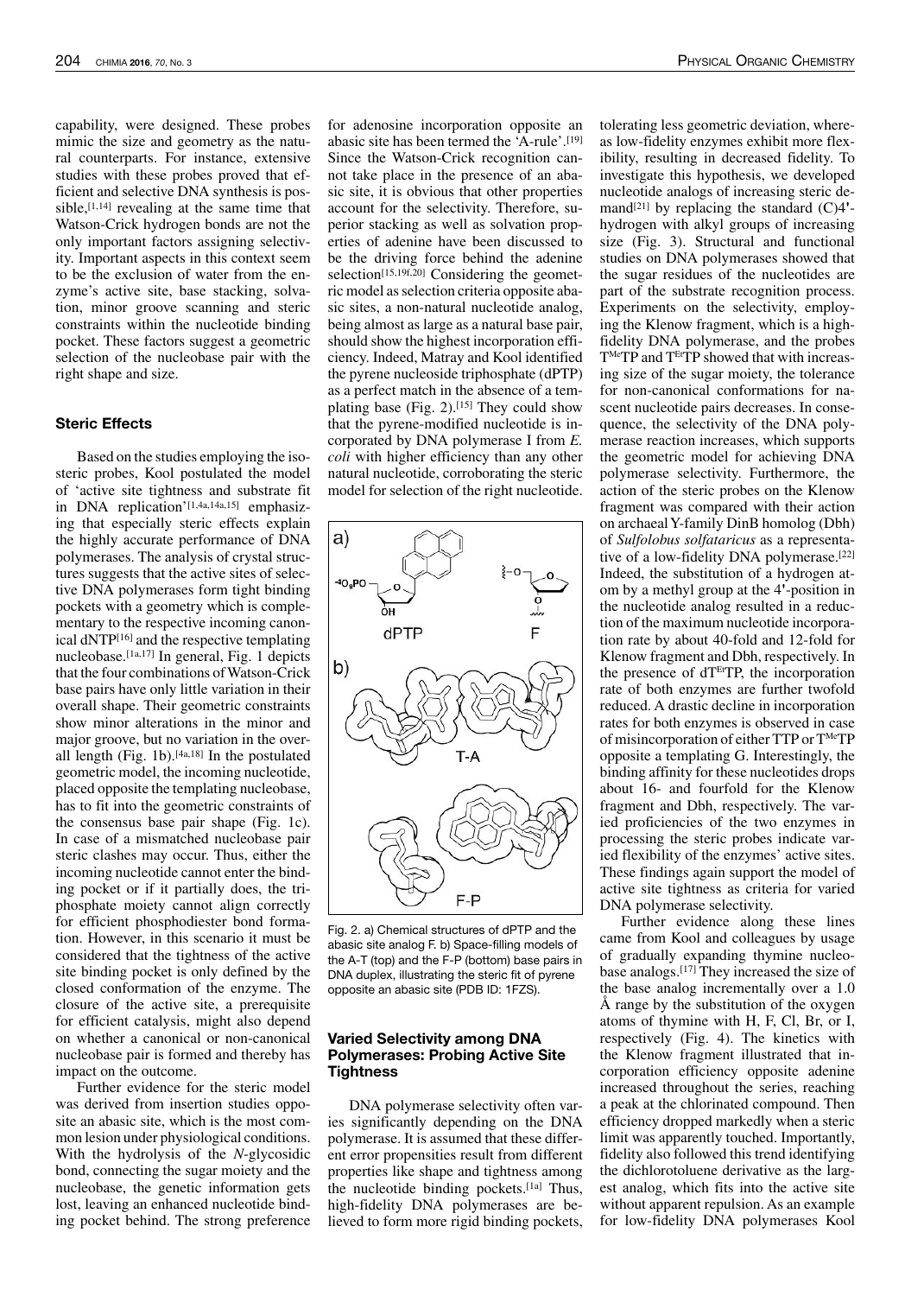capability, were designed. These probes mimic the size and geometry as the natural counterparts. For instance, extensive studies with these probes proved that efficient and selective DNA synthesis is possible,[1,14] revealing at the same time that Watson-Crick hydrogen bonds are not the only important factors assigning selectivity. Important aspects in this context seem to be the exclusion of water from the enzyme's active site, base stacking, solvation, minor groove scanning and steric constraints within the nucleotide binding pocket. These factors suggest a geometric selection of the nucleobase pair with the right shape and size.

### Steric Effects

Based on the studies employing the isosteric probes, Kool postulated the model of 'active site tightness and substrate fit in DNA replication'[1,4a,14a,15] emphasizing that especially steric effects explain the highly accurate performance of DNA polymerases. The analysis of crystal structures suggests that the active sites of selective DNA polymerases form tight binding pockets with a geometry which is complementary to the respective incoming canonical dNTP[16] and the respective templating nucleobase.[1a,17] In general, Fig. 1 depicts that the four combinations of Watson-Crick base pairs have only little variation in their overall shape. Their geometric constraints show minor alterations in the minor and major groove, but no variation in the overall length (Fig. 1b).[4a,18] In the postulated geometric model, the incoming nucleotide, placed opposite the templating nucleobase, has to fit into the geometric constraints of the consensus base pair shape (Fig. 1c). In case of a mismatched nucleobase pair steric clashes may occur. Thus, either the incoming nucleotide cannot enter the binding pocket or if it partially does, the triphosphate moiety cannot align correctly for efficient phosphodiester bond formation. However, in this scenario it must be considered that the tightness of the active site binding pocket is only defined by the closed conformation of the enzyme. The closure of the active site, a prerequisite for efficient catalysis, might also depend on whether a canonical or non-canonical nucleobase pair is formed and thereby has impact on the outcome.

Further evidence for the steric model was derived from insertion studies opposite an abasic site, which is the most common lesion under physiological conditions. With the hydrolysis of the *N*-glycosidic bond, connecting the sugar moiety and the nucleobase, the genetic information gets lost, leaving an enhanced nucleotide binding pocket behind. The strong preference for adenosine incorporation opposite an abasic site has been termed the 'A-rule'.[19] Since the Watson-Crick recognition cannot take place in the presence of an abasic site, it is obvious that other properties account for the selectivity. Therefore, superior stacking as well as solvation properties of adenine have been discussed to be the driving force behind the adenine selection[15,19f,20] Considering the geometric model as selection criteria opposite abasic sites, a non-natural nucleotide analog, being almost as large as a natural base pair, should show the highest incorporation efficiency. Indeed, Matray and Kool identified the pyrene nucleoside triphosphate (dPTP) as a perfect match in the absence of a templating base (Fig. 2).[15] They could show that the pyrene-modified nucleotide is incorporated by DNA polymerase I from *E. coli* with higher efficiency than any other natural nucleotide, corroborating the steric model for selection of the right nucleotide.

Fig. 2. a) Chemical structures of dPTP and the abasic site analog F. b) Space-filling models of the A-T (top) and the F-P (bottom) base pairs in DNA duplex, illustrating the steric fit of pyrene opposite an abasic site (PDB ID: 1FZS).

### Varied Selectivity among DNA Polymerases: Probing Active Site Tightness

DNA polymerase selectivity often varies significantly depending on the DNA polymerase. It is assumed that these different error propensities result from different properties like shape and tightness among the nucleotide binding pockets.[1a] Thus, high-fidelity DNA polymerases are believed to form more rigid binding pockets, tolerating less geometric deviation, whereas low-fidelity enzymes exhibit more flexibility, resulting in decreased fidelity. To investigate this hypothesis, we developed nucleotide analogs of increasing steric demand[21] by replacing the standard (C)4'-hydrogen with alkyl groups of increasing size (Fig. 3). Structural and functional studies on DNA polymerases showed that the sugar residues of the nucleotides are part of the substrate recognition process. Experiments on the selectivity, employing the Klenow fragment, which is a high-fidelity DNA polymerase, and the probes $T^{Me}TP$ and $T^{Et}TP$ showed that with increasing size of the sugar moiety, the tolerance for non-canonical conformations for nascent nucleotide pairs decreases. In consequence, the selectivity of the DNA polymerase reaction increases, which supports the geometric model for achieving DNA polymerase selectivity. Furthermore, the action of the steric probes on the Klenow fragment was compared with their action on archaeal Y-family DinB homolog (Dbh) of *Sulfolobus solfataricus* as a representative of a low-fidelity DNA polymerase.[22] Indeed, the substitution of a hydrogen atom by a methyl group at the 4'-position in the nucleotide analog resulted in a reduction of the maximum nucleotide incorporation rate by about 40-fold and 12-fold for Klenow fragment and Dbh, respectively. In the presence of $dT^{Et}TP$, the incorporation rate of both enzymes are further twofold reduced. A drastic decline in incorporation rates for both enzymes is observed in case of misincorporation of either TTP or $T^{Me}TP$ opposite a templating G. Interestingly, the binding affinity for these nucleotides drops about 16- and fourfold for the Klenow fragment and Dbh, respectively. The varied proficiencies of the two enzymes in processing the steric probes indicate varied flexibility of the enzymes' active sites. These findings again support the model of active site tightness as criteria for varied DNA polymerase selectivity.

Further evidence along these lines came from Kool and colleagues by usage of gradually expanding thymine nucleobase analogs.[17] They increased the size of the base analog incrementally over a 1.0 Å range by the substitution of the oxygen atoms of thymine with H, F, Cl, Br, or I, respectively (Fig. 4). The kinetics with the Klenow fragment illustrated that incorporation efficiency opposite adenine increased throughout the series, reaching a peak at the chlorinated compound. Then efficiency dropped markedly when a steric limit was apparently touched. Importantly, fidelity also followed this trend identifying the dichlorotoluene derivative as the largest analog, which fits into the active site without apparent repulsion. As an example for low-fidelity DNA polymerases Kool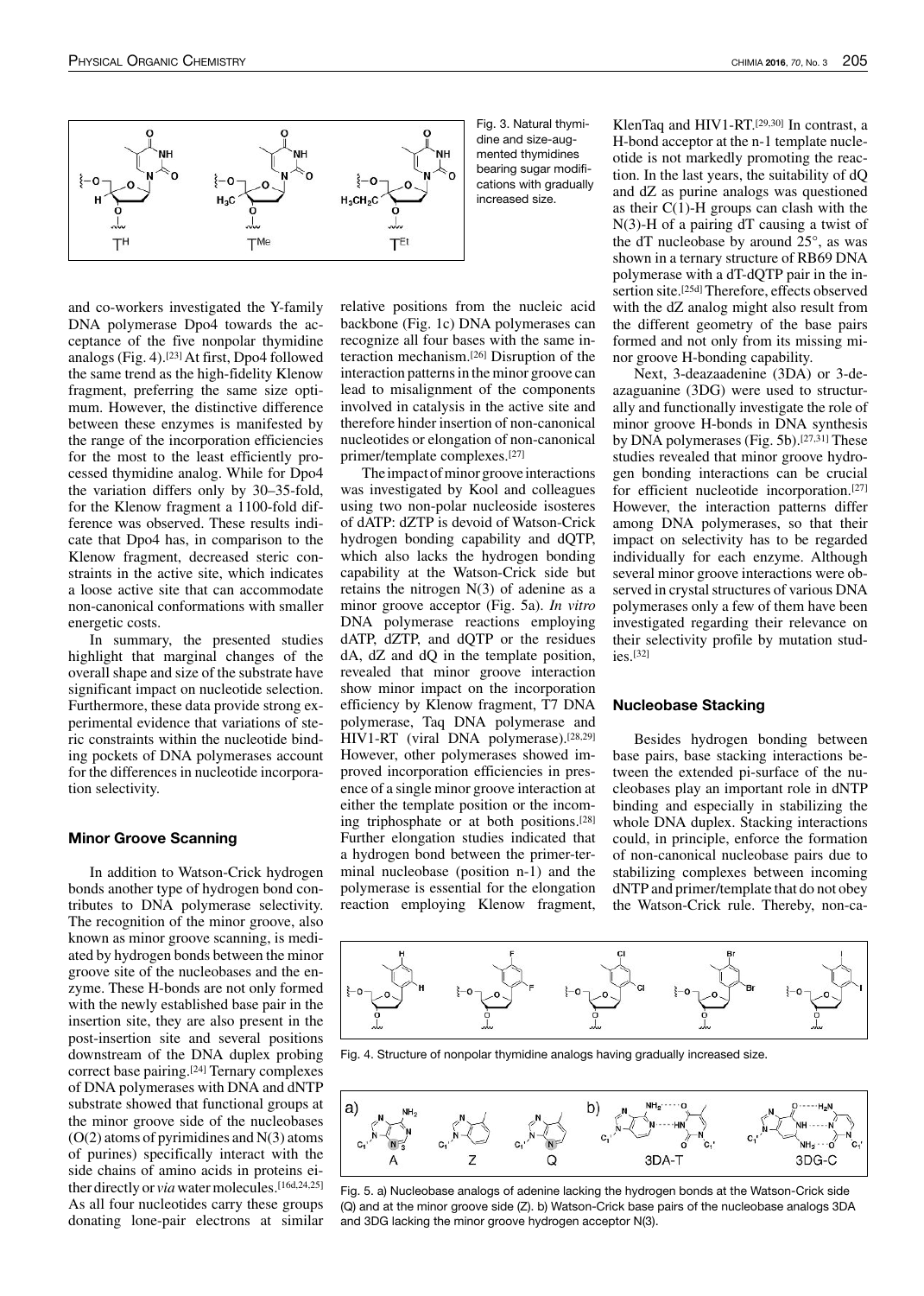Fig. 3. Natural thymidine and size-augmented thymidines bearing sugar modifications with gradually increased size.

and co-workers investigated the Y-family DNA polymerase Dpo4 towards the acceptance of the five nonpolar thymidine analogs (Fig. 4).[23] At first, Dpo4 followed the same trend as the high-fidelity Klenow fragment, preferring the same size optimum. However, the distinctive difference between these enzymes is manifested by the range of the incorporation efficiencies for the most to the least efficiently processed thymidine analog. While for Dpo4 the variation differs only by 30–35-fold, for the Klenow fragment a 1100-fold difference was observed. These results indicate that Dpo4 has, in comparison to the Klenow fragment, decreased steric constraints in the active site, which indicates a loose active site that can accommodate non-canonical conformations with smaller energetic costs.

In summary, the presented studies highlight that marginal changes of the overall shape and size of the substrate have significant impact on nucleotide selection. Furthermore, these data provide strong experimental evidence that variations of steric constraints within the nucleotide binding pockets of DNA polymerases account for the differences in nucleotide incorporation selectivity.

## Minor Groove Scanning

In addition to Watson-Crick hydrogen bonds another type of hydrogen bond contributes to DNA polymerase selectivity. The recognition of the minor groove, also known as minor groove scanning, is mediated by hydrogen bonds between the minor groove site of the nucleobases and the enzyme. These H-bonds are not only formed with the newly established base pair in the insertion site, they are also present in the post-insertion site and several positions downstream of the DNA duplex probing correct base pairing.[24] Ternary complexes of DNA polymerases with DNA and dNTP substrate showed that functional groups at the minor groove side of the nucleobases (O(2) atoms of pyrimidines and N(3) atoms of purines) specifically interact with the side chains of amino acids in proteins either directly or *via* water molecules.[16d,24,25] As all four nucleotides carry these groups donating lone-pair electrons at similar relative positions from the nucleic acid backbone (Fig. 1c) DNA polymerases can recognize all four bases with the same interaction mechanism.[26] Disruption of the interaction patterns in the minor groove can lead to misalignment of the components involved in catalysis in the active site and therefore hinder insertion of non-canonical nucleotides or elongation of non-canonical primer/template complexes.[27]

The impact of minor groove interactions was investigated by Kool and colleagues using two non-polar nucleoside isosteres of dATP: dZTP is devoid of Watson-Crick hydrogen bonding capability and dQTP, which also lacks the hydrogen bonding capability at the Watson-Crick side but retains the nitrogen N(3) of adenine as a minor groove acceptor (Fig. 5a). *In vitro* DNA polymerase reactions employing dATP, dZTP, and dQTP or the residues dA, dZ and dQ in the template position, revealed that minor groove interaction show minor impact on the incorporation efficiency by Klenow fragment, T7 DNA polymerase, Taq DNA polymerase and HIV1-RT (viral DNA polymerase).[28,29] However, other polymerases showed improved incorporation efficiencies in presence of a single minor groove interaction at either the template position or the incoming triphosphate or at both positions.[28] Further elongation studies indicated that a hydrogen bond between the primer-terminal nucleobase (position n-1) and the polymerase is essential for the elongation reaction employing Klenow fragment, KlenTaq and HIV1-RT.[29,30] In contrast, a H-bond acceptor at the n-1 template nucleotide is not markedly promoting the reaction. In the last years, the suitability of dQ and dZ as purine analogs was questioned as their C(1)-H groups can clash with the N(3)-H of a pairing dT causing a twist of the dT nucleobase by around 25°, as was shown in a ternary structure of RB69 DNA polymerase with a dT-dQTP pair in the insertion site.[25d] Therefore, effects observed with the dZ analog might also result from the different geometry of the base pairs formed and not only from its missing minor groove H-bonding capability.

Next, 3-deazaadenine (3DA) or 3-deazaguanine (3DG) were used to structurally and functionally investigate the role of minor groove H-bonds in DNA synthesis by DNA polymerases (Fig. 5b).[27,31] These studies revealed that minor groove hydrogen bonding interactions can be crucial for efficient nucleotide incorporation.[27] However, the interaction patterns differ among DNA polymerases, so that their impact on selectivity has to be regarded individually for each enzyme. Although several minor groove interactions were observed in crystal structures of various DNA polymerases only a few of them have been investigated regarding their relevance on their selectivity profile by mutation studies.[32]

## Nucleobase Stacking

Besides hydrogen bonding between base pairs, base stacking interactions between the extended pi-surface of the nucleobases play an important role in dNTP binding and especially in stabilizing the whole DNA duplex. Stacking interactions could, in principle, enforce the formation of non-canonical nucleobase pairs due to stabilizing complexes between incoming dNTP and primer/template that do not obey the Watson-Crick rule. Thereby, non-ca-

Fig. 4. Structure of nonpolar thymidine analogs having gradually increased size.

Fig. 5. a) Nucleobase analogs of adenine lacking the hydrogen bonds at the Watson-Crick side (Q) and at the minor groove side (Z). b) Watson-Crick base pairs of the nucleobase analogs 3DA and 3DG lacking the minor groove hydrogen acceptor N(3).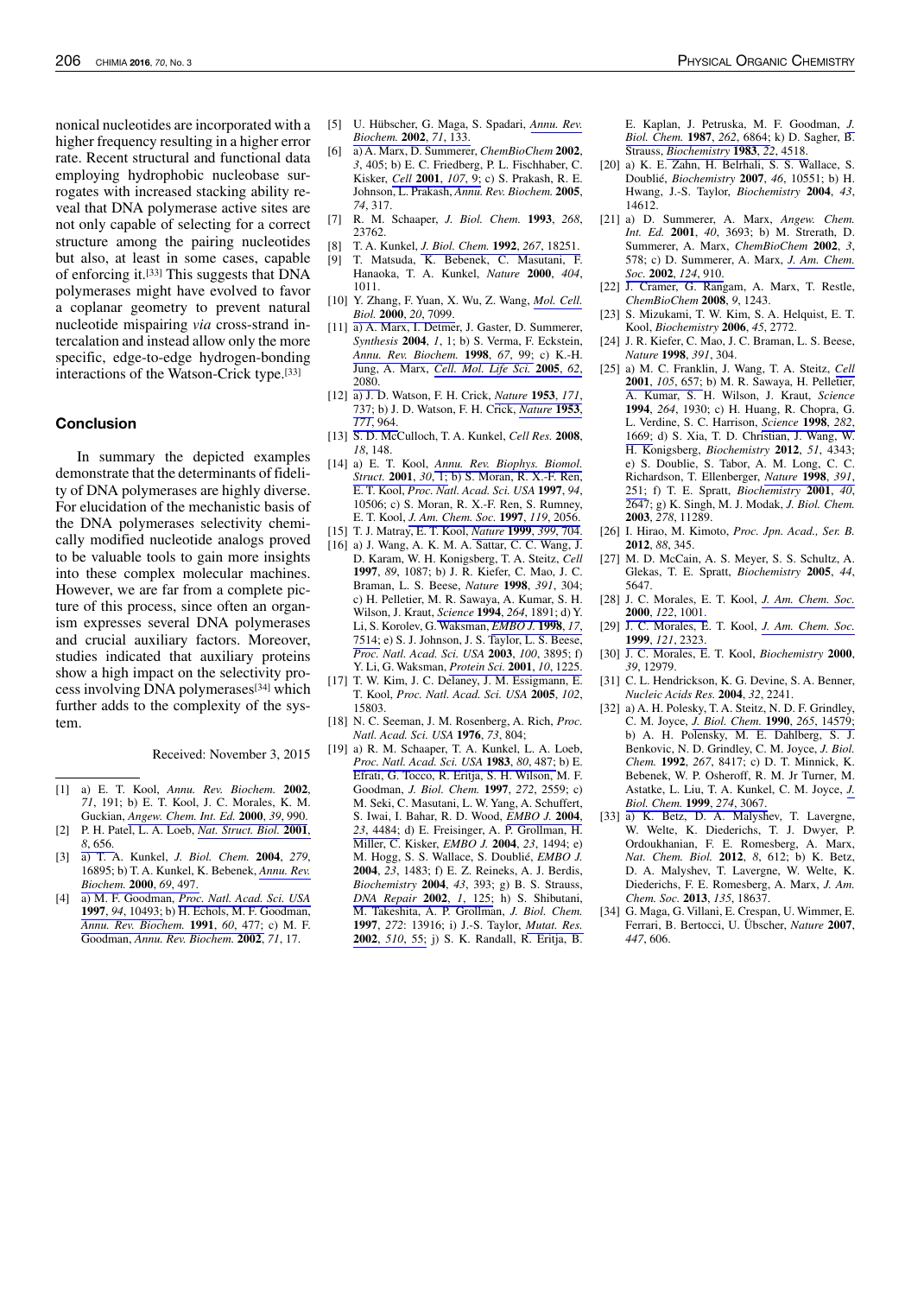nonical nucleotides are incorporated with a higher frequency resulting in a higher error rate. Recent structural and functional data employing hydrophobic nucleobase surrogates with increased stacking ability reveal that DNA polymerase active sites are not only capable of selecting for a correct structure among the pairing nucleotides but also, at least in some cases, capable of enforcing it.[33] This suggests that DNA polymerases might have evolved to favor a coplanar geometry to prevent natural nucleotide mispairing *via* cross-strand intercalation and instead allow only the more specific, edge-to-edge hydrogen-bonding interactions of the Watson-Crick type.[33]

## Conclusion

In summary the depicted examples demonstrate that the determinants of fidelity of DNA polymerases are highly diverse. For elucidation of the mechanistic basis of the DNA polymerases selectivity chemically modified nucleotide analogs proved to be valuable tools to gain more insights into these complex molecular machines. However, we are far from a complete picture of this process, since often an organism expresses several DNA polymerases and crucial auxiliary factors. Moreover, studies indicated that auxiliary proteins show a high impact on the selectivity process involving DNA polymerases[34] which further adds to the complexity of the system.

Received: November 3, 2015

---

[1] a) E. T. Kool, *Annu. Rev. Biochem.* **2002**, *71*, 191; b) E. T. Kool, J. C. Morales, K. M. Guckian, *Angew. Chem. Int. Ed.* **2000**, *39*, 990.

[2] P. H. Patel, L. A. Loeb, *Nat. Struct. Biol.* **2001**, *8*, 656.

[3] a) T. A. Kunkel, *J. Biol. Chem.* **2004**, *279*, 16895; b) T. A. Kunkel, K. Bebenek, *Annu. Rev. Biochem.* **2000**, *69*, 497.

[4] a) M. F. Goodman, *Proc. Natl. Acad. Sci. USA* **1997**, *94*, 10493; b) H. Echols, M. F. Goodman, *Annu. Rev. Biochem.* **1991**, *60*, 477; c) M. F. Goodman, *Annu. Rev. Biochem.* **2002**, *71*, 17.

[5] U. Hübscher, G. Maga, S. Spadari, *Annu. Rev. Biochem.* **2002**, *71*, 133.

[6] a) A. Marx, D. Summerer, *ChemBioChem* **2002**, *3*, 405; b) E. C. Friedberg, P. L. Fischhaber, C. Kisker, *Cell* **2001**, *107*, 9; c) S. Prakash, R. E. Johnson, L. Prakash, *Annu. Rev. Biochem.* **2005**, *74*, 317.

[7] R. M. Schaaper, *J. Biol. Chem.* **1993**, *268*, 23762.

[8] T. A. Kunkel, *J. Biol. Chem.* **1992**, *267*, 18251.

[9] T. Matsuda, K. Bebenek, C. Masutani, F. Hanaoka, T. A. Kunkel, *Nature* **2000**, *404*, 1011.

[10] Y. Zhang, F. Yuan, X. Wu, Z. Wang, *Mol. Cell. Biol.* **2000**, *20*, 7099.

[11] a) A. Marx, I. Detmer, J. Gaster, D. Summerer, *Synthesis* **2004**, *1*, 1; b) S. Verma, F. Eckstein, *Annu. Rev. Biochem.* **1998**, *67*, 99; c) K.-H. Jung, A. Marx, *Cell. Mol. Life Sci.* **2005**, *62*, 2080.

[12] a) J. D. Watson, F. H. Crick, *Nature* **1953**, *171*, 737; b) J. D. Watson, F. H. Crick, *Nature* **1953**, *171*, 964.

[13] S. D. McCulloch, T. A. Kunkel, *Cell Res.* **2008**, *18*, 148.

[14] a) E. T. Kool, *Annu. Rev. Biophys. Biomol. Struct.* **2001**, *30*, 1; b) S. Moran, R. X.-F. Ren, E. T. Kool, *Proc. Natl. Acad. Sci. USA* **1997**, *94*, 10506; c) S. Moran, R. X.-F. Ren, S. Rumney, E. T. Kool, *J. Am. Chem. Soc.* **1997**, *119*, 2056.

[15] T. J. Matray, E. T. Kool, *Nature* **1999**, *399*, 704.

[16] a) J. Wang, A. K. M. A. Sattar, C. C. Wang, J. D. Karam, W. H. Konigsberg, T. A. Steitz, *Cell* **1997**, *89*, 1087; b) J. R. Kiefer, C. Mao, J. C. Braman, L. S. Beese, *Nature* **1998**, *391*, 304; c) H. Pelletier, M. R. Sawaya, A. Kumar, S. H. Wilson, J. Kraut, *Science* **1994**, *264*, 1891; d) Y. Li, S. Korolev, G. Waksman, *EMBO J.* **1998**, *17*, 7514; e) S. J. Johnson, J. S. Taylor, L. S. Beese, *Proc. Natl. Acad. Sci. USA* **2003**, *100*, 3895; f) Y. Li, G. Waksman, *Protein Sci.* **2001**, *10*, 1225.

[17] T. W. Kim, J. C. Delaney, J. M. Essigmann, E. T. Kool, *Proc. Natl. Acad. Sci. USA* **2005**, *102*, 15803.

[18] N. C. Seeman, J. M. Rosenberg, A. Rich, *Proc. Natl. Acad. Sci. USA* **1976**, *73*, 804;

[19] a) R. M. Schaaper, T. A. Kunkel, L. A. Loeb, *Proc. Natl. Acad. Sci. USA* **1983**, *80*, 487; b) E. Efrati, G. Tocco, R. Eritja, S. H. Wilson, M. F. Goodman, *J. Biol. Chem.* **1997**, *272*, 2559; c) M. Seki, C. Masutani, L. W. Yang, A. Schuffert, S. Iwai, I. Bahar, R. D. Wood, *EMBO J.* **2004**, *23*, 4484; d) E. Freisinger, A. P. Grollman, H. Miller, C. Kisker, *EMBO J.* **2004**, *23*, 1494; e) M. Hogg, S. S. Wallace, S. Doublié, *EMBO J.* **2004**, *23*, 1483; f) E. Z. Reineks, A. J. Berdis, *Biochemistry* **2004**, *43*, 393; g) B. S. Strauss, *DNA Repair* **2002**, *1*, 125; h) S. Shibutani, M. Takeshita, A. P. Grollman, *J. Biol. Chem.* **1997**, *272*: 13916; i) J.-S. Taylor, *Mutat. Res.* **2002**, *510*, 55; j) S. K. Randall, R. Eritja, B. E. Kaplan, J. Petruska, M. F. Goodman, *J. Biol. Chem.* **1987**, *262*, 6864; k) D. Sagher, B. Strauss, *Biochemistry* **1983**, *22*, 4518.

[20] a) K. E. Zahn, H. Belrhali, S. S. Wallace, S. Doublié, *Biochemistry* **2007**, *46*, 10551; b) H. Hwang, J.-S. Taylor, *Biochemistry* **2004**, *43*, 14612.

[21] a) D. Summerer, A. Marx, *Angew. Chem. Int. Ed.* **2001**, *40*, 3693; b) M. Strerath, D. Summerer, A. Marx, *ChemBioChem* **2002**, *3*, 578; c) D. Summerer, A. Marx, *J. Am. Chem. Soc.* **2002**, *124*, 910.

[22] J. Cramer, G. Rangam, A. Marx, T. Restle, *ChemBioChem* **2008**, *9*, 1243.

[23] S. Mizukami, T. W. Kim, S. A. Helquist, E. T. Kool, *Biochemistry* **2006**, *45*, 2772.

[24] J. R. Kiefer, C. Mao, J. C. Braman, L. S. Beese, *Nature* **1998**, *391*, 304.

[25] a) M. C. Franklin, J. Wang, T. A. Steitz, *Cell* **2001**, *105*, 657; b) M. R. Sawaya, H. Pelletier, A. Kumar, S. H. Wilson, J. Kraut, *Science* **1994**, *264*, 1930; c) H. Huang, R. Chopra, G. L. Verdine, S. C. Harrison, *Science* **1998**, *282*, 1669; d) S. Xia, T. D. Christian, J. Wang, W. H. Konigsberg, *Biochemistry* **2012**, *51*, 4343; e) S. Doublie, S. Tabor, A. M. Long, C. C. Richardson, T. Ellenberger, *Nature* **1998**, *391*, 251; f) T. E. Spratt, *Biochemistry* **2001**, *40*, 2647; g) K. Singh, M. J. Modak, *J. Biol. Chem.* **2003**, *278*, 11289.

[26] I. Hirao, M. Kimoto, *Proc. Jpn. Acad., Ser. B.* **2012**, *88*, 345.

[27] M. D. McCain, A. S. Meyer, S. S. Schultz, A. Glekas, T. E. Spratt, *Biochemistry* **2005**, *44*, 5647.

[28] J. C. Morales, E. T. Kool, *J. Am. Chem. Soc.* **2000**, *122*, 1001.

[29] J. C. Morales, E. T. Kool, *J. Am. Chem. Soc.* **1999**, *121*, 2323.

[30] J. C. Morales, E. T. Kool, *Biochemistry* **2000**, *39*, 12979.

[31] C. L. Hendrickson, K. G. Devine, S. A. Benner, *Nucleic Acids Res.* **2004**, *32*, 2241.

[32] a) A. H. Polesky, T. A. Steitz, N. D. F. Grindley, C. M. Joyce, *J. Biol. Chem.* **1990**, *265*, 14579; b) A. H. Polensky, M. E. Dahlberg, S. J. Benkovic, N. D. Grindley, C. M. Joyce, *J. Biol. Chem.* **1992**, *267*, 8417; c) D. T. Minnick, K. Bebenek, W. P. Osheroff, R. M. Jr Turner, M. Astatke, L. Liu, T. A. Kunkel, C. M. Joyce, *J. Biol. Chem.* **1999**, *274*, 3067.

[33] a) K. Betz, D. A. Malyshev, T. Lavergne, W. Welte, K. Diederichs, T. J. Dwyer, P. Ordoukhanian, F. E. Romesberg, A. Marx, *Nat. Chem. Biol.* **2012**, *8*, 612; b) K. Betz, D. A. Malyshev, T. Lavergne, W. Welte, K. Diederichs, F. E. Romesberg, A. Marx, *J. Am. Chem. Soc.* **2013**, *135*, 18637.

[34] G. Maga, G. Villani, E. Crespan, U. Wimmer, E. Ferrari, B. Bertocci, U. Übscher, *Nature* **2007**, *447*, 606.